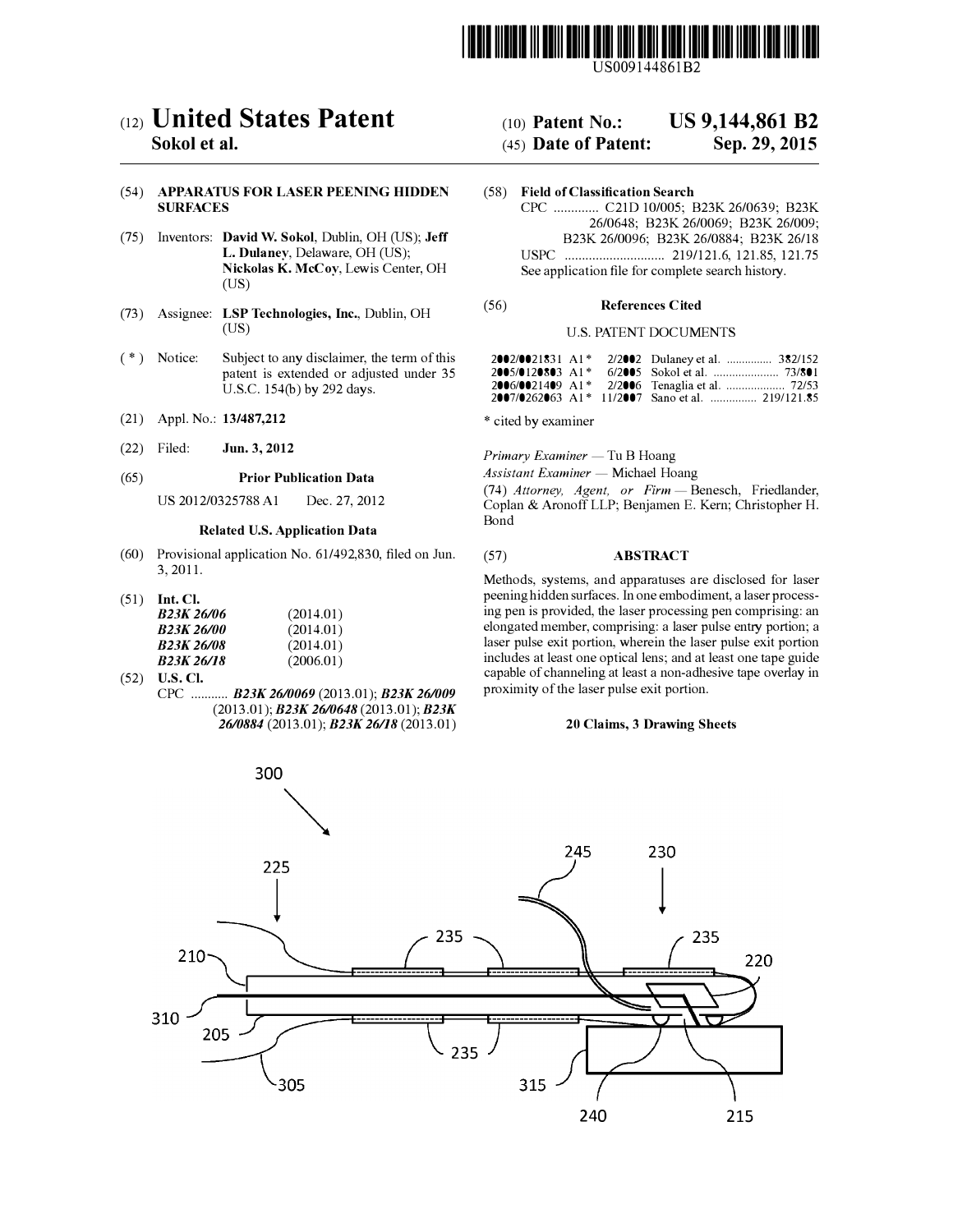US009144861B2

# (12) United States Patent
**Sokol et al.**

(10) **Patent No.:** **US 9,144,861 B2**

(45) **Date of Patent:** **Sep. 29, 2015**

(54) **APPARATUS FOR LASER PEENING HIDDEN SURFACES**

(75) Inventors: **David W. Sokol**, Dublin, OH (US); **Jeff L. Dulaney**, Delaware, OH (US); **Nickolas K. McCoy**, Lewis Center, OH (US)

(73) Assignee: **LSP Technologies, Inc.**, Dublin, OH (US)

( * ) Notice: Subject to any disclaimer, the term of this patent is extended or adjusted under 35 U.S.C. 154(b) by 292 days.

(21) Appl. No.: **13/487,212**

(22) Filed: **Jun. 3, 2012**

(65) **Prior Publication Data**

US 2012/0325788 A1 Dec. 27, 2012

**Related U.S. Application Data**

(60) Provisional application No. 61/492,830, filed on Jun. 3, 2011.

(51) **Int. Cl.**

| | |
|---|---|
| ***B23K 26/06*** | (2014.01) |
| ***B23K 26/00*** | (2014.01) |
| ***B23K 26/08*** | (2014.01) |
| ***B23K 26/18*** | (2006.01) |

(52) **U.S. Cl.**

CPC ........... ***B23K 26/0069*** (2013.01); ***B23K 26/009*** (2013.01); ***B23K 26/0648*** (2013.01); ***B23K 26/0884*** (2013.01); ***B23K 26/18*** (2013.01)

(58) **Field of Classification Search**

CPC ............. C21D 10/005; B23K 26/0639; B23K 26/0648; B23K 26/0069; B23K 26/009; B23K 26/0096; B23K 26/0884; B23K 26/18

USPC ............................. 219/121.6, 121.85, 121.75

See application file for complete search history.

(56) **References Cited**

U.S. PATENT DOCUMENTS

| | | | | |
|---|---|---|---|---|
| 2002/0021831 A1 * | 2/2002 | Dulaney et al. | ............... | 382/152 |
| 2005/0120803 A1 * | 6/2005 | Sokol et al. | ..................... | 73/801 |
| 2006/0021409 A1 * | 2/2006 | Tenaglia et al. | ................... | 72/53 |
| 2007/0262063 A1 * | 11/2007 | Sano et al. | ............... | 219/121.85 |

\* cited by examiner

*Primary Examiner* — Tu B Hoang

*Assistant Examiner* — Michael Hoang

(74) *Attorney, Agent, or Firm* — Benesch, Friedlander, Coplan & Aronoff LLP; Benjamen E. Kern; Christopher H. Bond

(57) **ABSTRACT**

Methods, systems, and apparatuses are disclosed for laser peening hidden surfaces. In one embodiment, a laser processing pen is provided, the laser processing pen comprising: an elongated member, comprising: a laser pulse entry portion; a laser pulse exit portion, wherein the laser pulse exit portion includes at least one optical lens; and at least one tape guide capable of channeling at least a non-adhesive tape overlay in proximity of the laser pulse exit portion.

**20 Claims, 3 Drawing Sheets**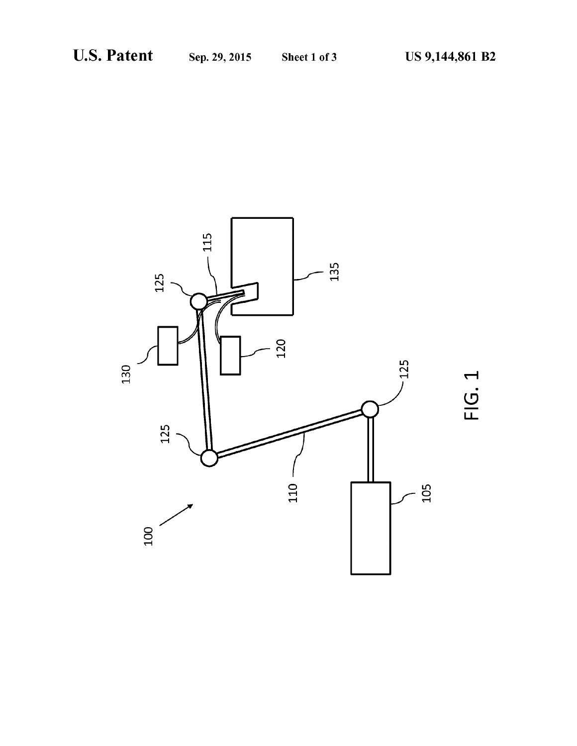FIG. 1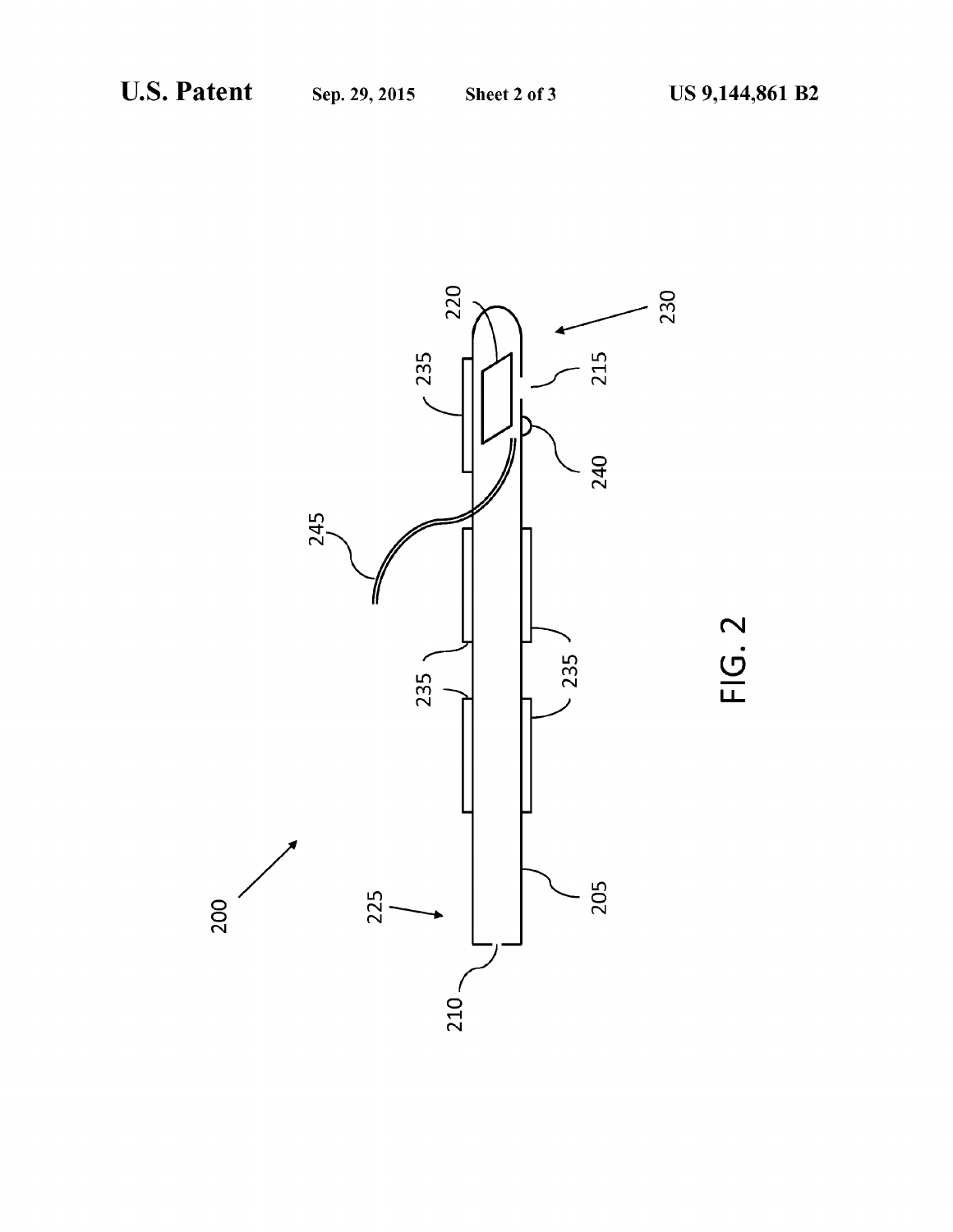FIG. 2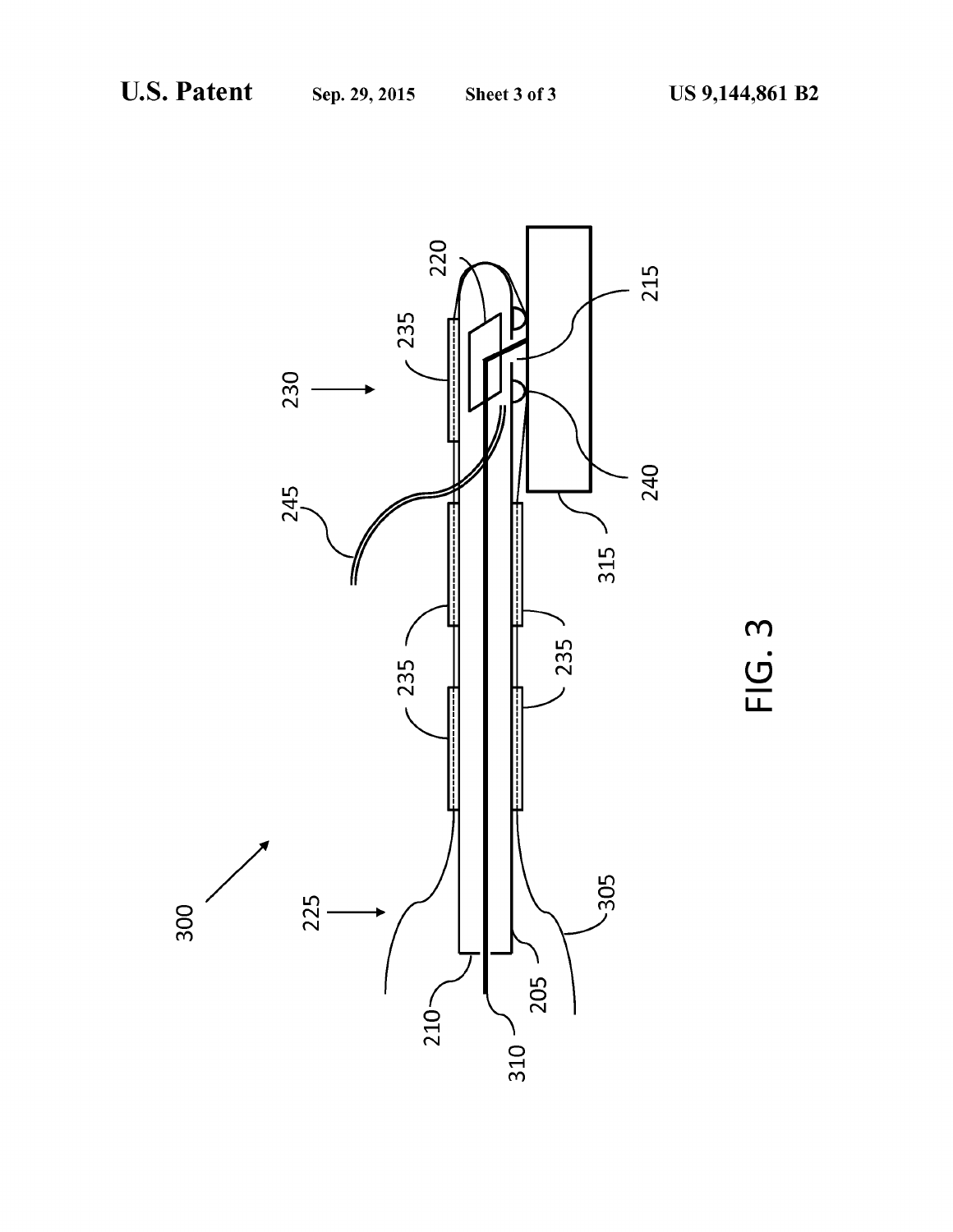FIG. 3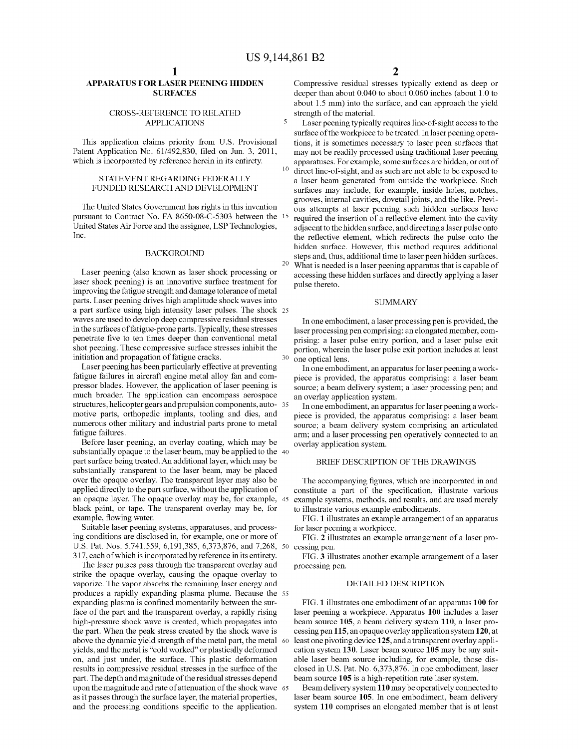# APPARATUS FOR LASER PEENING HIDDEN SURFACES

## CROSS-REFERENCE TO RELATED APPLICATIONS

This application claims priority from U.S. Provisional Patent Application No. 61/492,830, filed on Jun. 3, 2011, which is incorporated by reference herein in its entirety.

## STATEMENT REGARDING FEDERALLY FUNDED RESEARCH AND DEVELOPMENT

The United States Government has rights in this invention pursuant to Contract No. FA 8650-08-C-5303 between the United States Air Force and the assignee, LSP Technologies, Inc.

## BACKGROUND

Laser peening (also known as laser shock processing or laser shock peening) is an innovative surface treatment for improving the fatigue strength and damage tolerance of metal parts. Laser peening drives high amplitude shock waves into a part surface using high intensity laser pulses. The shock waves are used to develop deep compressive residual stresses in the surfaces of fatigue-prone parts. Typically, these stresses penetrate five to ten times deeper than conventional metal shot peening. These compressive surface stresses inhibit the initiation and propagation of fatigue cracks.

Laser peening has been particularly effective at preventing fatigue failures in aircraft engine metal alloy fan and compressor blades. However, the application of laser peening is much broader. The application can encompass aerospace structures, helicopter gears and propulsion components, automotive parts, orthopedic implants, tooling and dies, and numerous other military and industrial parts prone to metal fatigue failures.

Before laser peening, an overlay coating, which may be substantially opaque to the laser beam, may be applied to the part surface being treated. An additional layer, which may be substantially transparent to the laser beam, may be placed over the opaque overlay. The transparent layer may also be applied directly to the part surface, without the application of an opaque layer. The opaque overlay may be, for example, black paint, or tape. The transparent overlay may be, for example, flowing water.

Suitable laser peening systems, apparatuses, and processing conditions are disclosed in, for example, one or more of U.S. Pat. Nos. 5,741,559, 6,191,385, 6,373,876, and 7,268,317, each of which is incorporated by reference in its entirety.

The laser pulses pass through the transparent overlay and strike the opaque overlay, causing the opaque overlay to vaporize. The vapor absorbs the remaining laser energy and produces a rapidly expanding plasma plume. Because the expanding plasma is confined momentarily between the surface of the part and the transparent overlay, a rapidly rising high-pressure shock wave is created, which propagates into the part. When the peak stress created by the shock wave is above the dynamic yield strength of the metal part, the metal yields, and the metal is "cold worked" or plastically deformed on, and just under, the surface. This plastic deformation results in compressive residual stresses in the surface of the part. The depth and magnitude of the residual stresses depend upon the magnitude and rate of attenuation of the shock wave as it passes through the surface layer, the material properties, and the processing conditions specific to the application. Compressive residual stresses typically extend as deep or deeper than about 0.040 to about 0.060 inches (about 1.0 to about 1.5 mm) into the surface, and can approach the yield strength of the material.

Laser peening typically requires line-of-sight access to the surface of the workpiece to be treated. In laser peening operations, it is sometimes necessary to laser peen surfaces that may not be readily processed using traditional laser peening apparatuses. For example, some surfaces are hidden, or out of direct line-of-sight, and as such are not able to be exposed to a laser beam generated from outside the workpiece. Such surfaces may include, for example, inside holes, notches, grooves, internal cavities, dovetail joints, and the like. Previous attempts at laser peening such hidden surfaces have required the insertion of a reflective element into the cavity adjacent to the hidden surface, and directing a laser pulse onto the reflective element, which redirects the pulse onto the hidden surface. However, this method requires additional steps and, thus, additional time to laser peen hidden surfaces. What is needed is a laser peening apparatus that is capable of accessing these hidden surfaces and directly applying a laser pulse thereto.

## SUMMARY

In one embodiment, a laser processing pen is provided, the laser processing pen comprising: an elongated member, comprising: a laser pulse entry portion, and a laser pulse exit portion, wherein the laser pulse exit portion includes at least one optical lens.

In one embodiment, an apparatus for laser peening a workpiece is provided, the apparatus comprising: a laser beam source; a beam delivery system; a laser processing pen; and an overlay application system.

In one embodiment, an apparatus for laser peening a workpiece is provided, the apparatus comprising: a laser beam source; a beam delivery system comprising an articulated arm; and a laser processing pen operatively connected to an overlay application system.

## BRIEF DESCRIPTION OF THE DRAWINGS

The accompanying figures, which are incorporated in and constitute a part of the specification, illustrate various example systems, methods, and results, and are used merely to illustrate various example embodiments.

FIG. 1 illustrates an example arrangement of an apparatus for laser peening a workpiece.

FIG. 2 illustrates an example arrangement of a laser processing pen.

FIG. 3 illustrates another example arrangement of a laser processing pen.

## DETAILED DESCRIPTION

FIG. 1 illustrates one embodiment of an apparatus **100** for laser peening a workpiece. Apparatus **100** includes a laser beam source **105**, a beam delivery system **110**, a laser processing pen **115**, an opaque overlay application system **120**, at least one pivoting device **125**, and a transparent overlay application system **130**. Laser beam source **105** may be any suitable laser beam source including, for example, those disclosed in U.S. Pat. No. 6,373,876. In one embodiment, laser beam source **105** is a high-repetition rate laser system.

Beam delivery system **110** may be operatively connected to laser beam source **105**. In one embodiment, beam delivery system **110** comprises an elongated member that is at least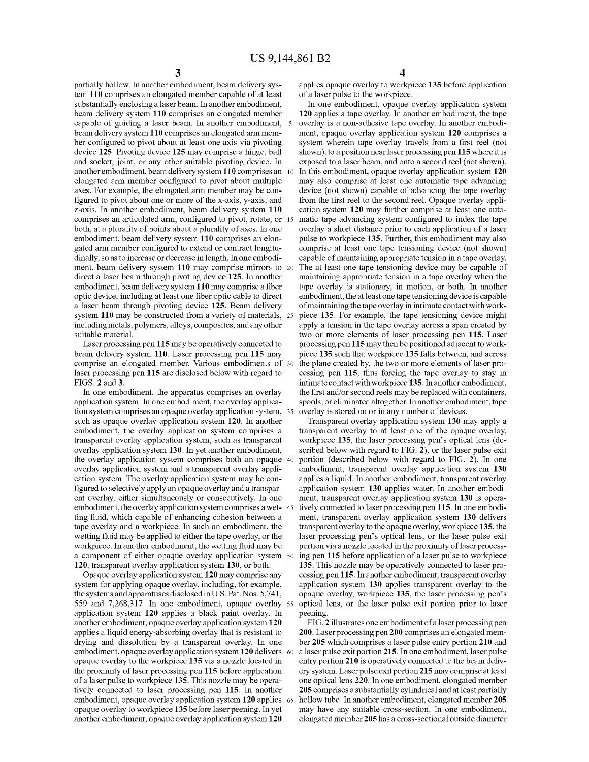partially hollow. In another embodiment, beam delivery system **110** comprises an elongated member capable of at least substantially enclosing a laser beam. In another embodiment, beam delivery system **110** comprises an elongated member capable of guiding a laser beam. In another embodiment, beam delivery system **110** comprises an elongated arm member configured to pivot about at least one axis via pivoting device **125**. Pivoting device **125** may comprise a hinge, ball and socket, joint, or any other suitable pivoting device. In another embodiment, beam delivery system **110** comprises an elongated arm member configured to pivot about multiple axes. For example, the elongated arm member may be configured to pivot about one or more of the x-axis, y-axis, and z-axis. In another embodiment, beam delivery system **110** comprises an articulated arm, configured to pivot, rotate, or both, at a plurality of points about a plurality of axes. In one embodiment, beam delivery system **110** comprises an elongated arm member configured to extend or contract longitudinally, so as to increase or decrease in length. In one embodiment, beam delivery system **110** may comprise mirrors to direct a laser beam through pivoting device **125**. In another embodiment, beam delivery system **110** may comprise a fiber optic device, including at least one fiber optic cable to direct a laser beam through pivoting device **125**. Beam delivery system **110** may be constructed from a variety of materials, including metals, polymers, alloys, composites, and any other suitable material.

Laser processing pen **115** may be operatively connected to beam delivery system **110**. Laser processing pen **115** may comprise an elongated member. Various embodiments of laser processing pen **115** are disclosed below with regard to FIGS. **2** and **3**.

In one embodiment, the apparatus comprises an overlay application system. In one embodiment, the overlay application system comprises an opaque overlay application system, such as opaque overlay application system **120**. In another embodiment, the overlay application system comprises a transparent overlay application system, such as transparent overlay application system **130**. In yet another embodiment, the overlay application system comprises both an opaque overlay application system and a transparent overlay application system. The overlay application system may be configured to selectively apply an opaque overlay and a transparent overlay, either simultaneously or consecutively. In one embodiment, the overlay application system comprises a wetting fluid, which capable of enhancing cohesion between a tape overlay and a workpiece. In such an embodiment, the wetting fluid may be applied to either the tape overlay, or the workpiece. In another embodiment, the wetting fluid may be a component of either opaque overlay application system **120**, transparent overlay application system **130**, or both.

Opaque overlay application system **120** may comprise any system for applying opaque overlay, including, for example, the systems and apparatuses disclosed in U.S. Pat. Nos. 5,741,559 and 7,268,317. In one embodiment, opaque overlay application system **120** applies a black paint overlay. In another embodiment, opaque overlay application system **120** applies a liquid energy-absorbing overlay that is resistant to drying and dissolution by a transparent overlay. In one embodiment, opaque overlay application system **120** delivers opaque overlay to the workpiece **135** via a nozzle located in the proximity of laser processing pen **115** before application of a laser pulse to workpiece **135**. This nozzle may be operatively connected to laser processing pen **115**. In another embodiment, opaque overlay application system **120** applies opaque overlay to workpiece **135** before laser peening. In yet another embodiment, opaque overlay application system **120** applies opaque overlay to workpiece **135** before application of a laser pulse to the workpiece.

In one embodiment, opaque overlay application system **120** applies a tape overlay. In another embodiment, the tape overlay is a non-adhesive tape overlay. In another embodiment, opaque overlay application system **120** comprises a system wherein tape overlay travels from a first reel (not shown), to a position near laser processing pen **115** where it is exposed to a laser beam, and onto a second reel (not shown). In this embodiment, opaque overlay application system **120** may also comprise at least one automatic tape advancing device (not shown) capable of advancing the tape overlay from the first reel to the second reel. Opaque overlay application system **120** may further comprise at least one automatic tape advancing system configured to index the tape overlay a short distance prior to each application of a laser pulse to workpiece **135**. Further, this embodiment may also comprise at least one tape tensioning device (not shown) capable of maintaining appropriate tension in a tape overlay. The at least one tape tensioning device may be capable of maintaining appropriate tension in a tape overlay when the tape overlay is stationary, in motion, or both. In another embodiment, the at least one tape tensioning device is capable of maintaining the tape overlay in intimate contact with workpiece **135**. For example, the tape tensioning device might apply a tension in the tape overlay across a span created by two or more elements of laser processing pen **115**. Laser processing pen **115** may then be positioned adjacent to workpiece **135** such that workpiece **135** falls between, and across the plane created by, the two or more elements of laser processing pen **115**, thus forcing the tape overlay to stay in intimate contact with workpiece **135**. In another embodiment, the first and/or second reels may be replaced with containers, spools, or eliminated altogether. In another embodiment, tape overlay is stored on or in any number of devices.

Transparent overlay application system **130** may apply a transparent overlay to at least one of the opaque overlay, workpiece **135**, the laser processing pen's optical lens (described below with regard to FIG. **2**), or the laser pulse exit portion (described below with regard to FIG. **2**). In one embodiment, transparent overlay application system **130** applies a liquid. In another embodiment, transparent overlay application system **130** applies water. In another embodiment, transparent overlay application system **130** is operatively connected to laser processing pen **115**. In one embodiment, transparent overlay application system **130** delivers transparent overlay to the opaque overlay, workpiece **135**, the laser processing pen's optical lens, or the laser pulse exit portion via a nozzle located in the proximity of laser processing pen **115** before application of a laser pulse to workpiece **135**. This nozzle may be operatively connected to laser processing pen **115**. In another embodiment, transparent overlay application system **130** applies transparent overlay to the opaque overlay, workpiece **135**, the laser processing pen's optical lens, or the laser pulse exit portion prior to laser peening.

FIG. **2** illustrates one embodiment of a laser processing pen **200**. Laser processing pen **200** comprises an elongated member **205** which comprises a laser pulse entry portion **210** and a laser pulse exit portion **215**. In one embodiment, laser pulse entry portion **210** is operatively connected to the beam delivery system. Laser pulse exit portion **215** may comprise at least one optical lens **220**. In one embodiment, elongated member **205** comprises a substantially cylindrical and at least partially hollow tube. In another embodiment, elongated member **205** may have any suitable cross-section. In one embodiment, elongated member **205** has a cross-sectional outside diameter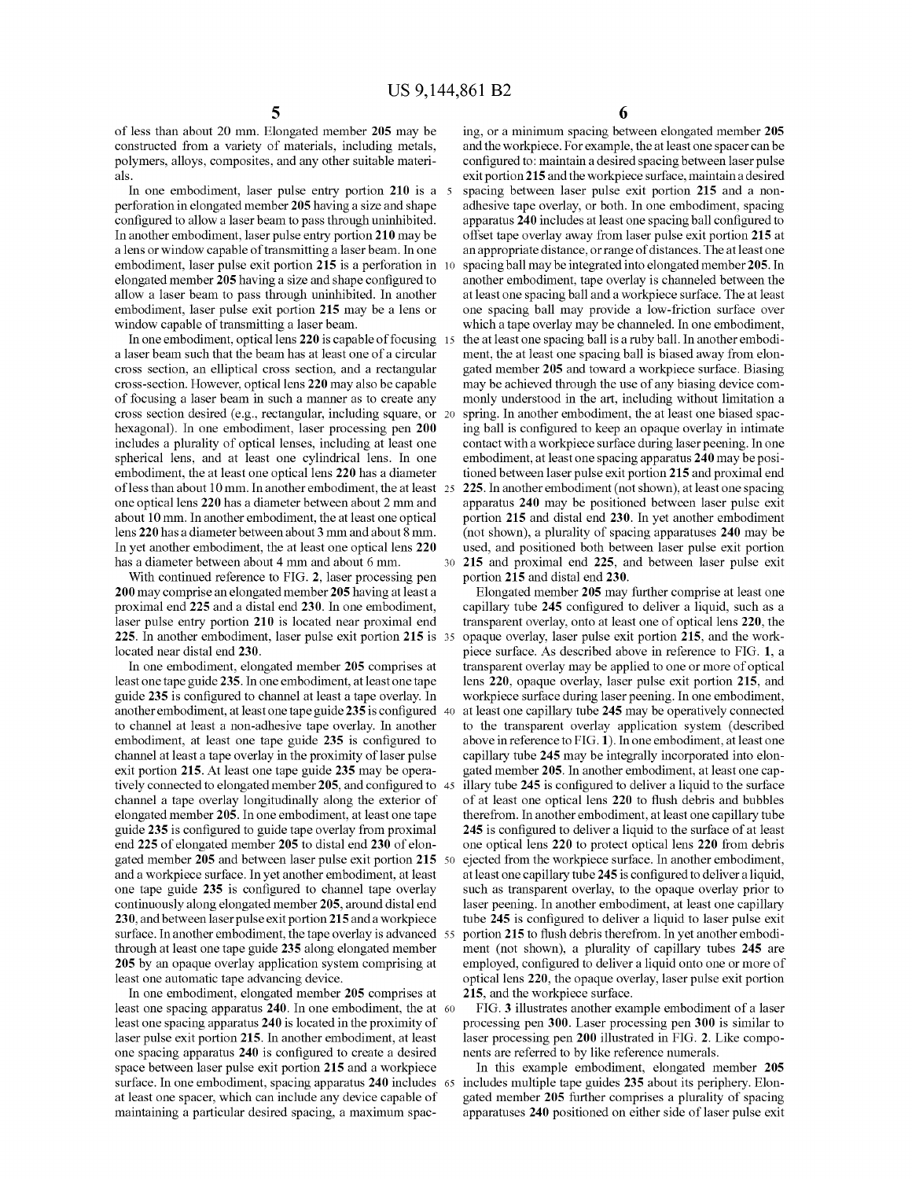of less than about 20 mm. Elongated member 205 may be constructed from a variety of materials, including metals, polymers, alloys, composites, and any other suitable materials.

In one embodiment, laser pulse entry portion 210 is a perforation in elongated member 205 having a size and shape configured to allow a laser beam to pass through uninhibited. In another embodiment, laser pulse entry portion 210 may be a lens or window capable of transmitting a laser beam. In one embodiment, laser pulse exit portion 215 is a perforation in elongated member 205 having a size and shape configured to allow a laser beam to pass through uninhibited. In another embodiment, laser pulse exit portion 215 may be a lens or window capable of transmitting a laser beam.

In one embodiment, optical lens 220 is capable of focusing a laser beam such that the beam has at least one of a circular cross section, an elliptical cross section, and a rectangular cross-section. However, optical lens 220 may also be capable of focusing a laser beam in such a manner as to create any cross section desired (e.g., rectangular, including square, or hexagonal). In one embodiment, laser processing pen 200 includes a plurality of optical lenses, including at least one spherical lens, and at least one cylindrical lens. In one embodiment, the at least one optical lens 220 has a diameter of less than about 10 mm. In another embodiment, the at least one optical lens 220 has a diameter between about 2 mm and about 10 mm. In another embodiment, the at least one optical lens 220 has a diameter between about 3 mm and about 8 mm. In yet another embodiment, the at least one optical lens 220 has a diameter between about 4 mm and about 6 mm.

With continued reference to FIG. 2, laser processing pen 200 may comprise an elongated member 205 having at least a proximal end 225 and a distal end 230. In one embodiment, laser pulse entry portion 210 is located near proximal end 225. In another embodiment, laser pulse exit portion 215 is located near distal end 230.

In one embodiment, elongated member 205 comprises at least one tape guide 235. In one embodiment, at least one tape guide 235 is configured to channel at least a tape overlay. In another embodiment, at least one tape guide 235 is configured to channel at least a non-adhesive tape overlay. In another embodiment, at least one tape guide 235 is configured to channel at least a tape overlay in the proximity of laser pulse exit portion 215. At least one tape guide 235 may be operatively connected to elongated member 205, and configured to channel a tape overlay longitudinally along the exterior of elongated member 205. In one embodiment, at least one tape guide 235 is configured to guide tape overlay from proximal end 225 of elongated member 205 to distal end 230 of elongated member 205 and between laser pulse exit portion 215 and a workpiece surface. In yet another embodiment, at least one tape guide 235 is configured to channel tape overlay continuously along elongated member 205, around distal end 230, and between laser pulse exit portion 215 and a workpiece surface. In another embodiment, the tape overlay is advanced through at least one tape guide 235 along elongated member 205 by an opaque overlay application system comprising at least one automatic tape advancing device.

In one embodiment, elongated member 205 comprises at least one spacing apparatus 240. In one embodiment, the at least one spacing apparatus 240 is located in the proximity of laser pulse exit portion 215. In another embodiment, at least one spacing apparatus 240 is configured to create a desired space between laser pulse exit portion 215 and a workpiece surface. In one embodiment, spacing apparatus 240 includes at least one spacer, which can include any device capable of maintaining a particular desired spacing, a maximum spacing, or a minimum spacing between elongated member 205 and the workpiece. For example, the at least one spacer can be configured to: maintain a desired spacing between laser pulse exit portion 215 and the workpiece surface, maintain a desired spacing between laser pulse exit portion 215 and a non-adhesive tape overlay, or both. In one embodiment, spacing apparatus 240 includes at least one spacing ball configured to offset tape overlay away from laser pulse exit portion 215 at an appropriate distance, or range of distances. The at least one spacing ball may be integrated into elongated member 205. In another embodiment, tape overlay is channeled between the at least one spacing ball and a workpiece surface. The at least one spacing ball may provide a low-friction surface over which a tape overlay may be channeled. In one embodiment, the at least one spacing ball is a ruby ball. In another embodiment, the at least one spacing ball is biased away from elongated member 205 and toward a workpiece surface. Biasing may be achieved through the use of any biasing device commonly understood in the art, including without limitation a spring. In another embodiment, the at least one biased spacing ball is configured to keep an opaque overlay in intimate contact with a workpiece surface during laser peening. In one embodiment, at least one spacing apparatus 240 may be positioned between laser pulse exit portion 215 and proximal end 225. In another embodiment (not shown), at least one spacing apparatus 240 may be positioned between laser pulse exit portion 215 and distal end 230. In yet another embodiment (not shown), a plurality of spacing apparatuses 240 may be used, and positioned both between laser pulse exit portion 215 and proximal end 225, and between laser pulse exit portion 215 and distal end 230.

Elongated member 205 may further comprise at least one capillary tube 245 configured to deliver a liquid, such as a transparent overlay, onto at least one of optical lens 220, the opaque overlay, laser pulse exit portion 215, and the workpiece surface. As described above in reference to FIG. 1, a transparent overlay may be applied to one or more of optical lens 220, opaque overlay, laser pulse exit portion 215, and workpiece surface during laser peening. In one embodiment, at least one capillary tube 245 may be operatively connected to the transparent overlay application system (described above in reference to FIG. 1). In one embodiment, at least one capillary tube 245 may be integrally incorporated into elongated member 205. In another embodiment, at least one capillary tube 245 is configured to deliver a liquid to the surface of at least one optical lens 220 to flush debris and bubbles therefrom. In another embodiment, at least one capillary tube 245 is configured to deliver a liquid to the surface of at least one optical lens 220 to protect optical lens 220 from debris ejected from the workpiece surface. In another embodiment, at least one capillary tube 245 is configured to deliver a liquid, such as transparent overlay, to the opaque overlay prior to laser peening. In another embodiment, at least one capillary tube 245 is configured to deliver a liquid to laser pulse exit portion 215 to flush debris therefrom. In yet another embodiment (not shown), a plurality of capillary tubes 245 are employed, configured to deliver a liquid onto one or more of optical lens 220, the opaque overlay, laser pulse exit portion 215, and the workpiece surface.

FIG. 3 illustrates another example embodiment of a laser processing pen 300. Laser processing pen 300 is similar to laser processing pen 200 illustrated in FIG. 2. Like components are referred to by like reference numerals.

In this example embodiment, elongated member 205 includes multiple tape guides 235 about its periphery. Elongated member 205 further comprises a plurality of spacing apparatuses 240 positioned on either side of laser pulse exit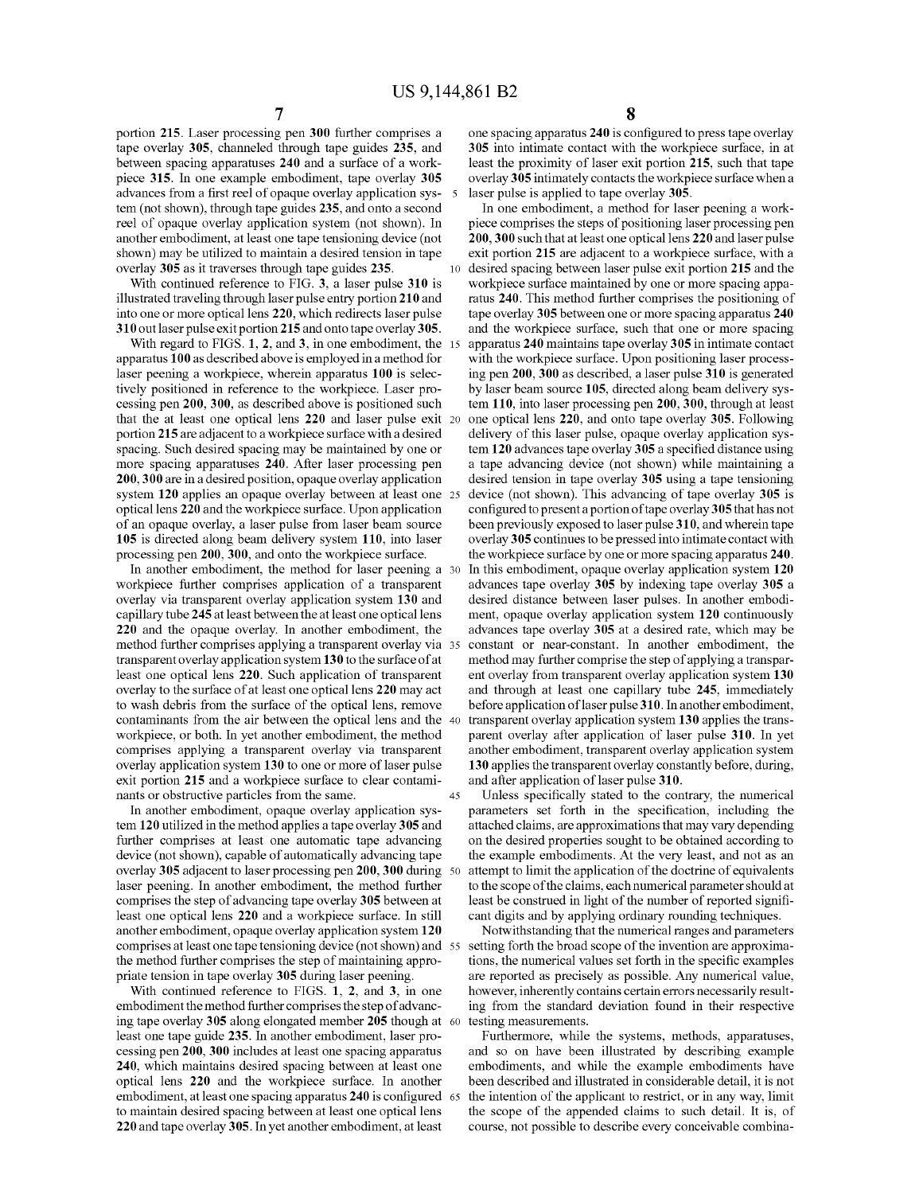portion 215. Laser processing pen 300 further comprises a tape overlay 305, channeled through tape guides 235, and between spacing apparatuses 240 and a surface of a workpiece 315. In one example embodiment, tape overlay 305 advances from a first reel of opaque overlay application system (not shown), through tape guides 235, and onto a second reel of opaque overlay application system (not shown). In another embodiment, at least one tape tensioning device (not shown) may be utilized to maintain a desired tension in tape overlay 305 as it traverses through tape guides 235.

With continued reference to FIG. 3, a laser pulse 310 is illustrated traveling through laser pulse entry portion 210 and into one or more optical lens 220, which redirects laser pulse 310 out laser pulse exit portion 215 and onto tape overlay 305.

With regard to FIGS. 1, 2, and 3, in one embodiment, the apparatus 100 as described above is employed in a method for laser peening a workpiece, wherein apparatus 100 is selectively positioned in reference to the workpiece. Laser processing pen 200, 300, as described above is positioned such that the at least one optical lens 220 and laser pulse exit portion 215 are adjacent to a workpiece surface with a desired spacing. Such desired spacing may be maintained by one or more spacing apparatuses 240. After laser processing pen 200, 300 are in a desired position, opaque overlay application system 120 applies an opaque overlay between at least one optical lens 220 and the workpiece surface. Upon application of an opaque overlay, a laser pulse from laser beam source 105 is directed along beam delivery system 110, into laser processing pen 200, 300, and onto the workpiece surface.

In another embodiment, the method for laser peening a workpiece further comprises application of a transparent overlay via transparent overlay application system 130 and capillary tube 245 at least between the at least one optical lens 220 and the opaque overlay. In another embodiment, the method further comprises applying a transparent overlay via transparent overlay application system 130 to the surface of at least one optical lens 220. Such application of transparent overlay to the surface of at least one optical lens 220 may act to wash debris from the surface of the optical lens, remove contaminants from the air between the optical lens and the workpiece, or both. In yet another embodiment, the method comprises applying a transparent overlay via transparent overlay application system 130 to one or more of laser pulse exit portion 215 and a workpiece surface to clear contaminants or obstructive particles from the same.

In another embodiment, opaque overlay application system 120 utilized in the method applies a tape overlay 305 and further comprises at least one automatic tape advancing device (not shown), capable of automatically advancing tape overlay 305 adjacent to laser processing pen 200, 300 during laser peening. In another embodiment, the method further comprises the step of advancing tape overlay 305 between at least one optical lens 220 and a workpiece surface. In still another embodiment, opaque overlay application system 120 comprises at least one tape tensioning device (not shown) and the method further comprises the step of maintaining appropriate tension in tape overlay 305 during laser peening.

With continued reference to FIGS. 1, 2, and 3, in one embodiment the method further comprises the step of advancing tape overlay 305 along elongated member 205 though at least one tape guide 235. In another embodiment, laser processing pen 200, 300 includes at least one spacing apparatus 240, which maintains desired spacing between at least one optical lens 220 and the workpiece surface. In another embodiment, at least one spacing apparatus 240 is configured to maintain desired spacing between at least one optical lens 220 and tape overlay 305. In yet another embodiment, at least one spacing apparatus 240 is configured to press tape overlay 305 into intimate contact with the workpiece surface, in at least the proximity of laser exit portion 215, such that tape overlay 305 intimately contacts the workpiece surface when a laser pulse is applied to tape overlay 305.

In one embodiment, a method for laser peening a workpiece comprises the steps of positioning laser processing pen 200, 300 such that at least one optical lens 220 and laser pulse exit portion 215 are adjacent to a workpiece surface, with a desired spacing between laser pulse exit portion 215 and the workpiece surface maintained by one or more spacing apparatus 240. This method further comprises the positioning of tape overlay 305 between one or more spacing apparatus 240 and the workpiece surface, such that one or more spacing apparatus 240 maintains tape overlay 305 in intimate contact with the workpiece surface. Upon positioning laser processing pen 200, 300 as described, a laser pulse 310 is generated by laser beam source 105, directed along beam delivery system 110, into laser processing pen 200, 300, through at least one optical lens 220, and onto tape overlay 305. Following delivery of this laser pulse, opaque overlay application system 120 advances tape overlay 305 a specified distance using a tape advancing device (not shown) while maintaining a desired tension in tape overlay 305 using a tape tensioning device (not shown). This advancing of tape overlay 305 is configured to present a portion of tape overlay 305 that has not been previously exposed to laser pulse 310, and wherein tape overlay 305 continues to be pressed into intimate contact with the workpiece surface by one or more spacing apparatus 240. In this embodiment, opaque overlay application system 120 advances tape overlay 305 by indexing tape overlay 305 a desired distance between laser pulses. In another embodiment, opaque overlay application system 120 continuously advances tape overlay 305 at a desired rate, which may be constant or near-constant. In another embodiment, the method may further comprise the step of applying a transparent overlay from transparent overlay application system 130 and through at least one capillary tube 245, immediately before application of laser pulse 310. In another embodiment, transparent overlay application system 130 applies the transparent overlay after application of laser pulse 310. In yet another embodiment, transparent overlay application system 130 applies the transparent overlay constantly before, during, and after application of laser pulse 310.

Unless specifically stated to the contrary, the numerical parameters set forth in the specification, including the attached claims, are approximations that may vary depending on the desired properties sought to be obtained according to the example embodiments. At the very least, and not as an attempt to limit the application of the doctrine of equivalents to the scope of the claims, each numerical parameter should at least be construed in light of the number of reported significant digits and by applying ordinary rounding techniques.

Notwithstanding that the numerical ranges and parameters setting forth the broad scope of the invention are approximations, the numerical values set forth in the specific examples are reported as precisely as possible. Any numerical value, however, inherently contains certain errors necessarily resulting from the standard deviation found in their respective testing measurements.

Furthermore, while the systems, methods, apparatuses, and so on have been illustrated by describing example embodiments, and while the example embodiments have been described and illustrated in considerable detail, it is not the intention of the applicant to restrict, or in any way, limit the scope of the appended claims to such detail. It is, of course, not possible to describe every conceivable combina-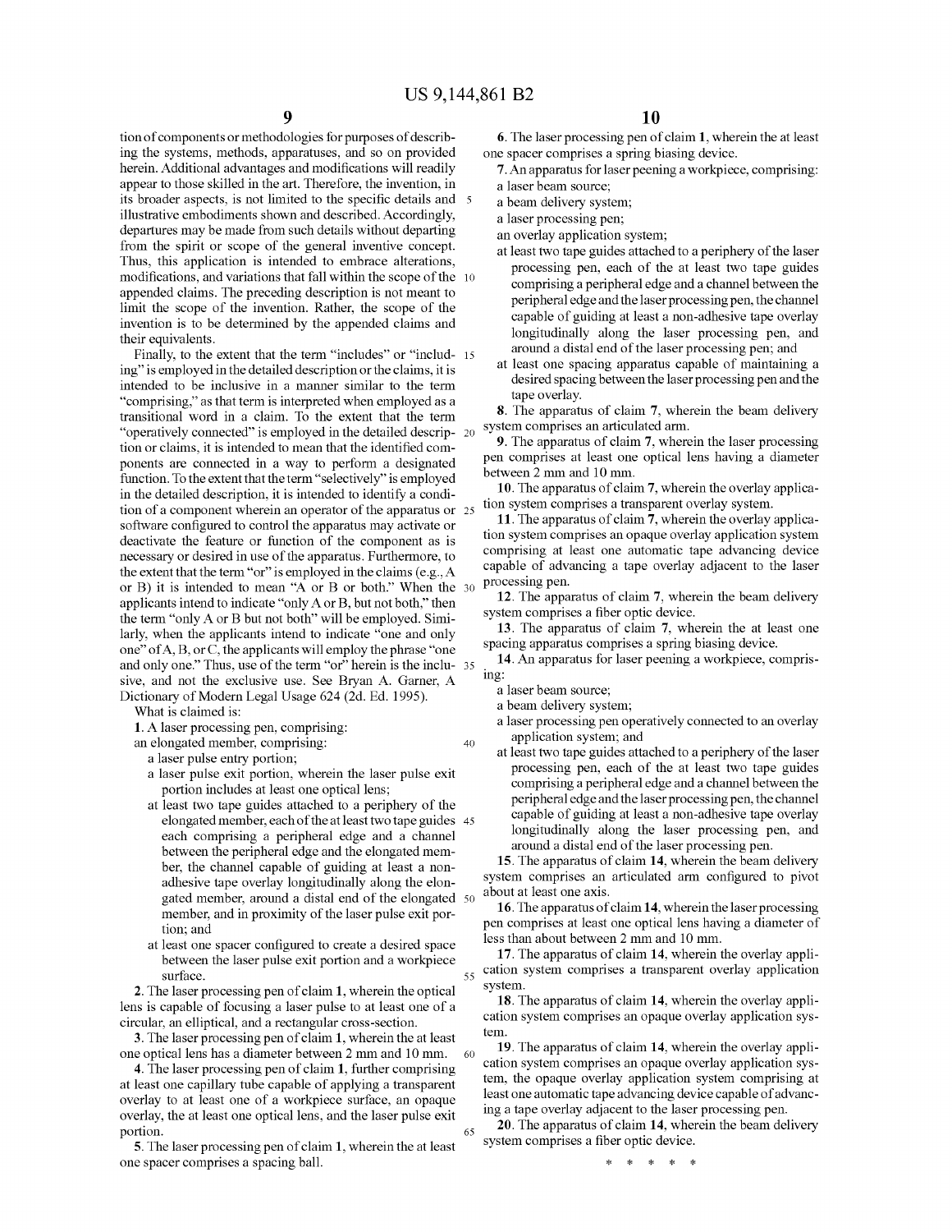tion of components or methodologies for purposes of describing the systems, methods, apparatuses, and so on provided herein. Additional advantages and modifications will readily appear to those skilled in the art. Therefore, the invention, in its broader aspects, is not limited to the specific details and illustrative embodiments shown and described. Accordingly, departures may be made from such details without departing from the spirit or scope of the general inventive concept. Thus, this application is intended to embrace alterations, modifications, and variations that fall within the scope of the appended claims. The preceding description is not meant to limit the scope of the invention. Rather, the scope of the invention is to be determined by the appended claims and their equivalents.

Finally, to the extent that the term "includes" or "including" is employed in the detailed description or the claims, it is intended to be inclusive in a manner similar to the term "comprising," as that term is interpreted when employed as a transitional word in a claim. To the extent that the term "operatively connected" is employed in the detailed description or claims, it is intended to mean that the identified components are connected in a way to perform a designated function. To the extent that the term "selectively" is employed in the detailed description, it is intended to identify a condition of a component wherein an operator of the apparatus or software configured to control the apparatus may activate or deactivate the feature or function of the component as is necessary or desired in use of the apparatus. Furthermore, to the extent that the term "or" is employed in the claims (e.g., A or B) it is intended to mean "A or B or both." When the applicants intend to indicate "only A or B, but not both," then the term "only A or B but not both" will be employed. Similarly, when the applicants intend to indicate "one and only one" of A, B, or C, the applicants will employ the phrase "one and only one." Thus, use of the term "or" herein is the inclusive, and not the exclusive use. See Bryan A. Garner, A Dictionary of Modern Legal Usage 624 (2d. Ed. 1995).

What is claimed is:

1. A laser processing pen, comprising:
 an elongated member, comprising:
  a laser pulse entry portion;
  a laser pulse exit portion, wherein the laser pulse exit portion includes at least one optical lens;
  at least two tape guides attached to a periphery of the elongated member, each of the at least two tape guides each comprising a peripheral edge and a channel between the peripheral edge and the elongated member, the channel capable of guiding at least a non-adhesive tape overlay longitudinally along the elongated member, around a distal end of the elongated member, and in proximity of the laser pulse exit portion; and
  at least one spacer configured to create a desired space between the laser pulse exit portion and a workpiece surface.

2. The laser processing pen of claim 1, wherein the optical lens is capable of focusing a laser pulse to at least one of a circular, an elliptical, and a rectangular cross-section.

3. The laser processing pen of claim 1, wherein the at least one optical lens has a diameter between 2 mm and 10 mm.

4. The laser processing pen of claim 1, further comprising at least one capillary tube capable of applying a transparent overlay to at least one of a workpiece surface, an opaque overlay, the at least one optical lens, and the laser pulse exit portion.

5. The laser processing pen of claim 1, wherein the at least one spacer comprises a spacing ball.

6. The laser processing pen of claim 1, wherein the at least one spacer comprises a spring biasing device.

7. An apparatus for laser peening a workpiece, comprising:
 a laser beam source;
 a beam delivery system;
 a laser processing pen;
 an overlay application system;
 at least two tape guides attached to a periphery of the laser processing pen, each of the at least two tape guides comprising a peripheral edge and a channel between the peripheral edge and the laser processing pen, the channel capable of guiding at least a non-adhesive tape overlay longitudinally along the laser processing pen, and around a distal end of the laser processing pen; and
 at least one spacing apparatus capable of maintaining a desired spacing between the laser processing pen and the tape overlay.

8. The apparatus of claim 7, wherein the beam delivery system comprises an articulated arm.

9. The apparatus of claim 7, wherein the laser processing pen comprises at least one optical lens having a diameter between 2 mm and 10 mm.

10. The apparatus of claim 7, wherein the overlay application system comprises a transparent overlay system.

11. The apparatus of claim 7, wherein the overlay application system comprises an opaque overlay application system comprising at least one automatic tape advancing device capable of advancing a tape overlay adjacent to the laser processing pen.

12. The apparatus of claim 7, wherein the beam delivery system comprises a fiber optic device.

13. The apparatus of claim 7, wherein the at least one spacing apparatus comprises a spring biasing device.

14. An apparatus for laser peening a workpiece, comprising:
 a laser beam source;
 a beam delivery system;
 a laser processing pen operatively connected to an overlay application system; and
 at least two tape guides attached to a periphery of the laser processing pen, each of the at least two tape guides comprising a peripheral edge and a channel between the peripheral edge and the laser processing pen, the channel capable of guiding at least a non-adhesive tape overlay longitudinally along the laser processing pen, and around a distal end of the laser processing pen.

15. The apparatus of claim 14, wherein the beam delivery system comprises an articulated arm configured to pivot about at least one axis.

16. The apparatus of claim 14, wherein the laser processing pen comprises at least one optical lens having a diameter of less than about between 2 mm and 10 mm.

17. The apparatus of claim 14, wherein the overlay application system comprises a transparent overlay application system.

18. The apparatus of claim 14, wherein the overlay application system comprises an opaque overlay application system.

19. The apparatus of claim 14, wherein the overlay application system comprises an opaque overlay application system, the opaque overlay application system comprising at least one automatic tape advancing device capable of advancing a tape overlay adjacent to the laser processing pen.

20. The apparatus of claim 14, wherein the beam delivery system comprises a fiber optic device.

* * * * *